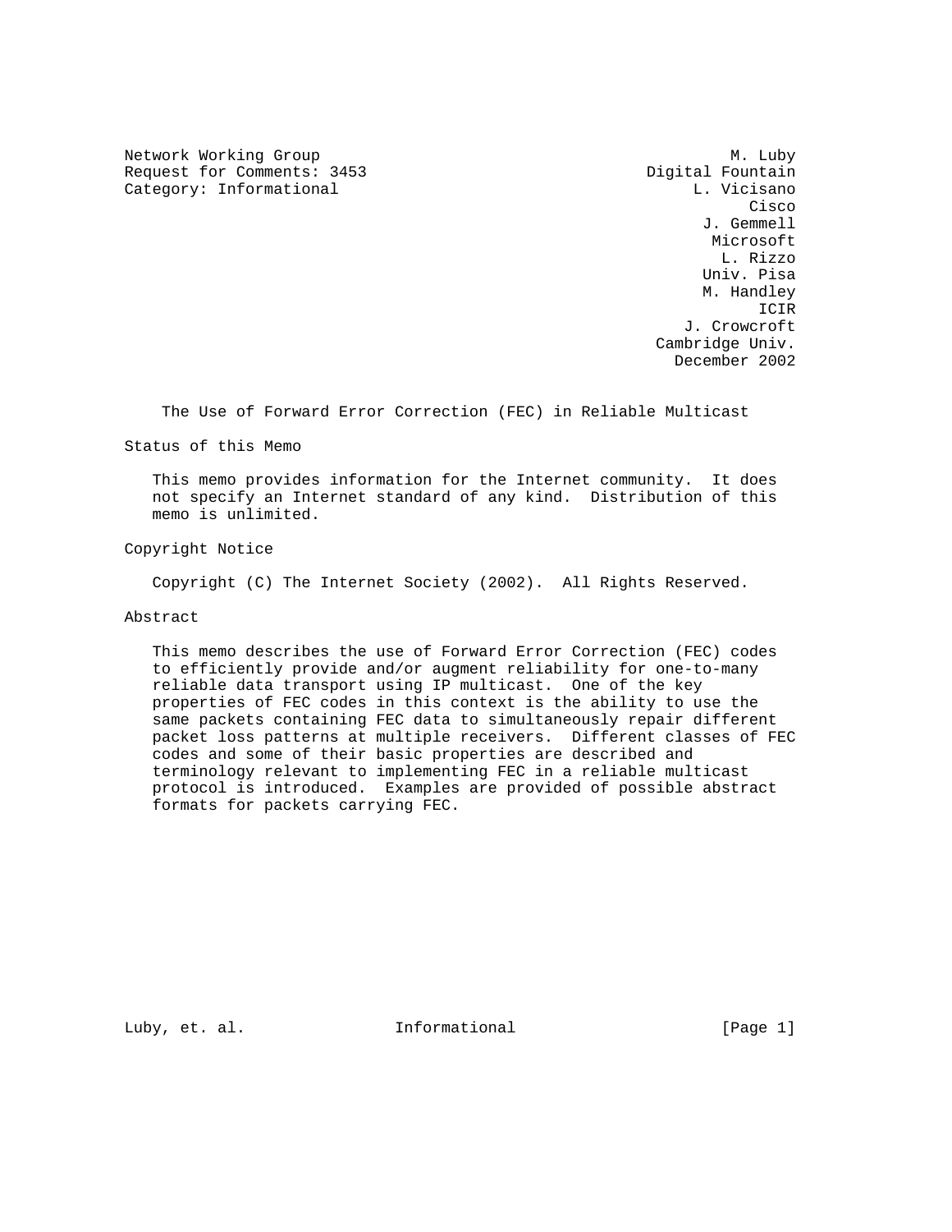Network Working Group                                            M. Luby
Request for Comments: 3453                              Digital Fountain
Category: Informational                                      L. Vicisano
                                                                   Cisco
                                                              J. Gemmell
                                                               Microsoft
                                                                L. Rizzo
                                                              Univ. Pisa
                                                              M. Handley
                                                                    ICIR
                                                            J. Crowcroft
                                                         Cambridge Univ.
                                                           December 2002

# The Use of Forward Error Correction (FEC) in Reliable Multicast

## Status of this Memo

This memo provides information for the Internet community. It does not specify an Internet standard of any kind. Distribution of this memo is unlimited.

## Copyright Notice

Copyright (C) The Internet Society (2002). All Rights Reserved.

## Abstract

This memo describes the use of Forward Error Correction (FEC) codes to efficiently provide and/or augment reliability for one-to-many reliable data transport using IP multicast. One of the key properties of FEC codes in this context is the ability to use the same packets containing FEC data to simultaneously repair different packet loss patterns at multiple receivers. Different classes of FEC codes and some of their basic properties are described and terminology relevant to implementing FEC in a reliable multicast protocol is introduced. Examples are provided of possible abstract formats for packets carrying FEC.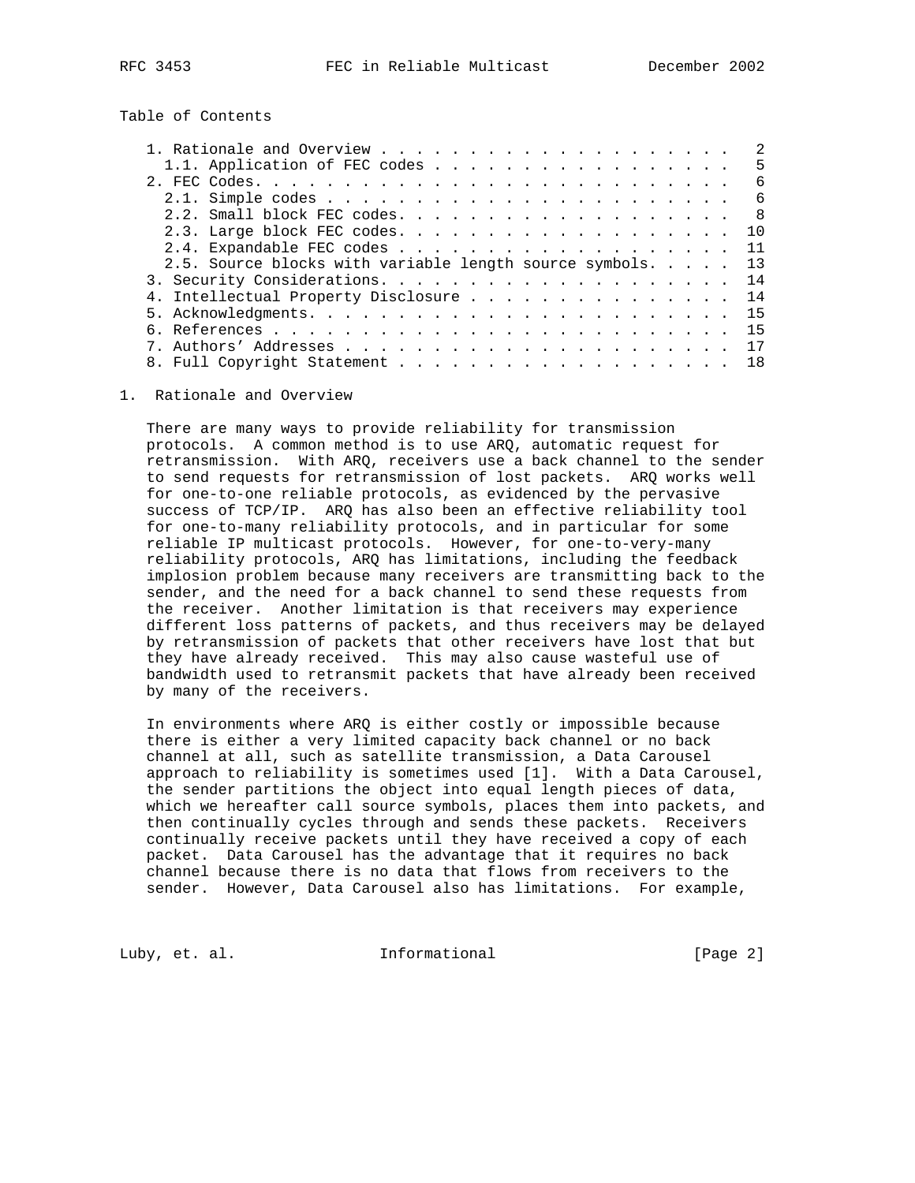## Table of Contents

1. Rationale and Overview . . . . . . . . . . . . . . . . . . . . . 2
   - 1.1. Application of FEC codes . . . . . . . . . . . . . . . . . . 5
2. FEC Codes. . . . . . . . . . . . . . . . . . . . . . . . . . . 6
   - 2.1. Simple codes . . . . . . . . . . . . . . . . . . . . . . . 6
   - 2.2. Small block FEC codes. . . . . . . . . . . . . . . . . . . 8
   - 2.3. Large block FEC codes. . . . . . . . . . . . . . . . . . . 10
   - 2.4. Expandable FEC codes . . . . . . . . . . . . . . . . . . . 11
   - 2.5. Source blocks with variable length source symbols. . . . . 13
3. Security Considerations. . . . . . . . . . . . . . . . . . . . 14
4. Intellectual Property Disclosure . . . . . . . . . . . . . . . 14
5. Acknowledgments. . . . . . . . . . . . . . . . . . . . . . . . 15
6. References . . . . . . . . . . . . . . . . . . . . . . . . . . 15
7. Authors' Addresses . . . . . . . . . . . . . . . . . . . . . . 17
8. Full Copyright Statement . . . . . . . . . . . . . . . . . . . 18

## 1. Rationale and Overview

There are many ways to provide reliability for transmission protocols. A common method is to use ARQ, automatic request for retransmission. With ARQ, receivers use a back channel to the sender to send requests for retransmission of lost packets. ARQ works well for one-to-one reliable protocols, as evidenced by the pervasive success of TCP/IP. ARQ has also been an effective reliability tool for one-to-many reliability protocols, and in particular for some reliable IP multicast protocols. However, for one-to-very-many reliability protocols, ARQ has limitations, including the feedback implosion problem because many receivers are transmitting back to the sender, and the need for a back channel to send these requests from the receiver. Another limitation is that receivers may experience different loss patterns of packets, and thus receivers may be delayed by retransmission of packets that other receivers have lost that but they have already received. This may also cause wasteful use of bandwidth used to retransmit packets that have already been received by many of the receivers.

In environments where ARQ is either costly or impossible because there is either a very limited capacity back channel or no back channel at all, such as satellite transmission, a Data Carousel approach to reliability is sometimes used [1]. With a Data Carousel, the sender partitions the object into equal length pieces of data, which we hereafter call source symbols, places them into packets, and then continually cycles through and sends these packets. Receivers continually receive packets until they have received a copy of each packet. Data Carousel has the advantage that it requires no back channel because there is no data that flows from receivers to the sender. However, Data Carousel also has limitations. For example,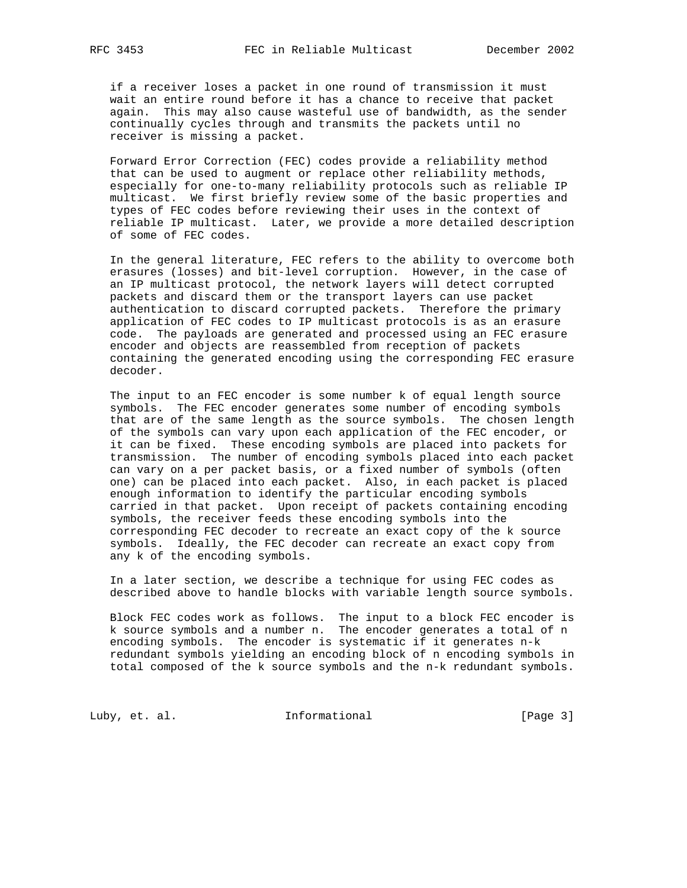if a receiver loses a packet in one round of transmission it must wait an entire round before it has a chance to receive that packet again. This may also cause wasteful use of bandwidth, as the sender continually cycles through and transmits the packets until no receiver is missing a packet.

Forward Error Correction (FEC) codes provide a reliability method that can be used to augment or replace other reliability methods, especially for one-to-many reliability protocols such as reliable IP multicast. We first briefly review some of the basic properties and types of FEC codes before reviewing their uses in the context of reliable IP multicast. Later, we provide a more detailed description of some of FEC codes.

In the general literature, FEC refers to the ability to overcome both erasures (losses) and bit-level corruption. However, in the case of an IP multicast protocol, the network layers will detect corrupted packets and discard them or the transport layers can use packet authentication to discard corrupted packets. Therefore the primary application of FEC codes to IP multicast protocols is as an erasure code. The payloads are generated and processed using an FEC erasure encoder and objects are reassembled from reception of packets containing the generated encoding using the corresponding FEC erasure decoder.

The input to an FEC encoder is some number k of equal length source symbols. The FEC encoder generates some number of encoding symbols that are of the same length as the source symbols. The chosen length of the symbols can vary upon each application of the FEC encoder, or it can be fixed. These encoding symbols are placed into packets for transmission. The number of encoding symbols placed into each packet can vary on a per packet basis, or a fixed number of symbols (often one) can be placed into each packet. Also, in each packet is placed enough information to identify the particular encoding symbols carried in that packet. Upon receipt of packets containing encoding symbols, the receiver feeds these encoding symbols into the corresponding FEC decoder to recreate an exact copy of the k source symbols. Ideally, the FEC decoder can recreate an exact copy from any k of the encoding symbols.

In a later section, we describe a technique for using FEC codes as described above to handle blocks with variable length source symbols.

Block FEC codes work as follows. The input to a block FEC encoder is k source symbols and a number n. The encoder generates a total of n encoding symbols. The encoder is systematic if it generates n-k redundant symbols yielding an encoding block of n encoding symbols in total composed of the k source symbols and the n-k redundant symbols.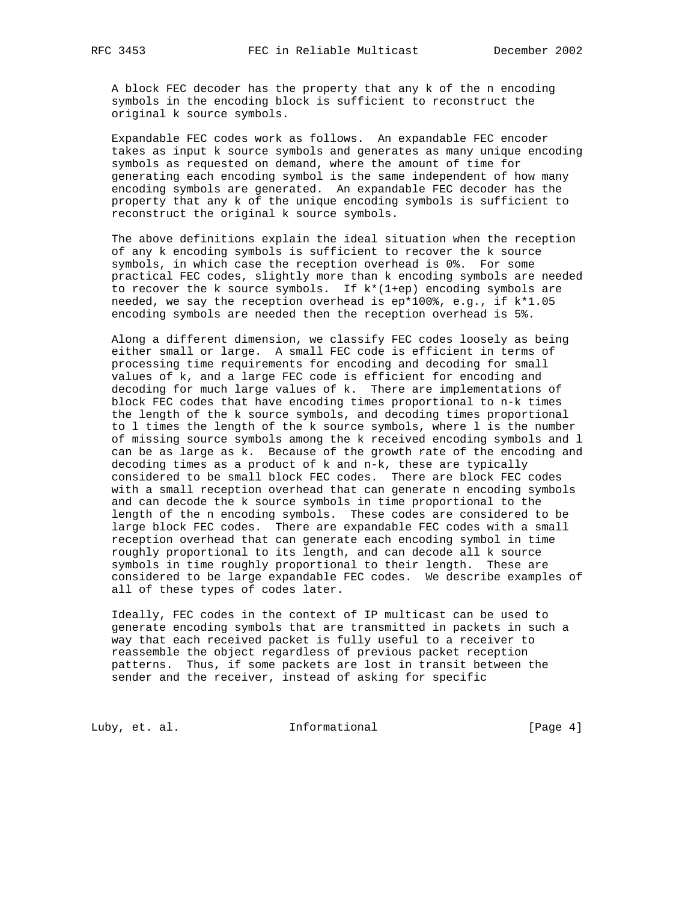A block FEC decoder has the property that any k of the n encoding symbols in the encoding block is sufficient to reconstruct the original k source symbols.

Expandable FEC codes work as follows. An expandable FEC encoder takes as input k source symbols and generates as many unique encoding symbols as requested on demand, where the amount of time for generating each encoding symbol is the same independent of how many encoding symbols are generated. An expandable FEC decoder has the property that any k of the unique encoding symbols is sufficient to reconstruct the original k source symbols.

The above definitions explain the ideal situation when the reception of any k encoding symbols is sufficient to recover the k source symbols, in which case the reception overhead is 0%. For some practical FEC codes, slightly more than k encoding symbols are needed to recover the k source symbols. If $k*(1+ep)$ encoding symbols are needed, we say the reception overhead is $ep*100\%$, e.g., if $k*1.05$ encoding symbols are needed then the reception overhead is 5%.

Along a different dimension, we classify FEC codes loosely as being either small or large. A small FEC code is efficient in terms of processing time requirements for encoding and decoding for small values of k, and a large FEC code is efficient for encoding and decoding for much large values of k. There are implementations of block FEC codes that have encoding times proportional to n-k times the length of the k source symbols, and decoding times proportional to l times the length of the k source symbols, where l is the number of missing source symbols among the k received encoding symbols and l can be as large as k. Because of the growth rate of the encoding and decoding times as a product of k and n-k, these are typically considered to be small block FEC codes. There are block FEC codes with a small reception overhead that can generate n encoding symbols and can decode the k source symbols in time proportional to the length of the n encoding symbols. These codes are considered to be large block FEC codes. There are expandable FEC codes with a small reception overhead that can generate each encoding symbol in time roughly proportional to its length, and can decode all k source symbols in time roughly proportional to their length. These are considered to be large expandable FEC codes. We describe examples of all of these types of codes later.

Ideally, FEC codes in the context of IP multicast can be used to generate encoding symbols that are transmitted in packets in such a way that each received packet is fully useful to a receiver to reassemble the object regardless of previous packet reception patterns. Thus, if some packets are lost in transit between the sender and the receiver, instead of asking for specific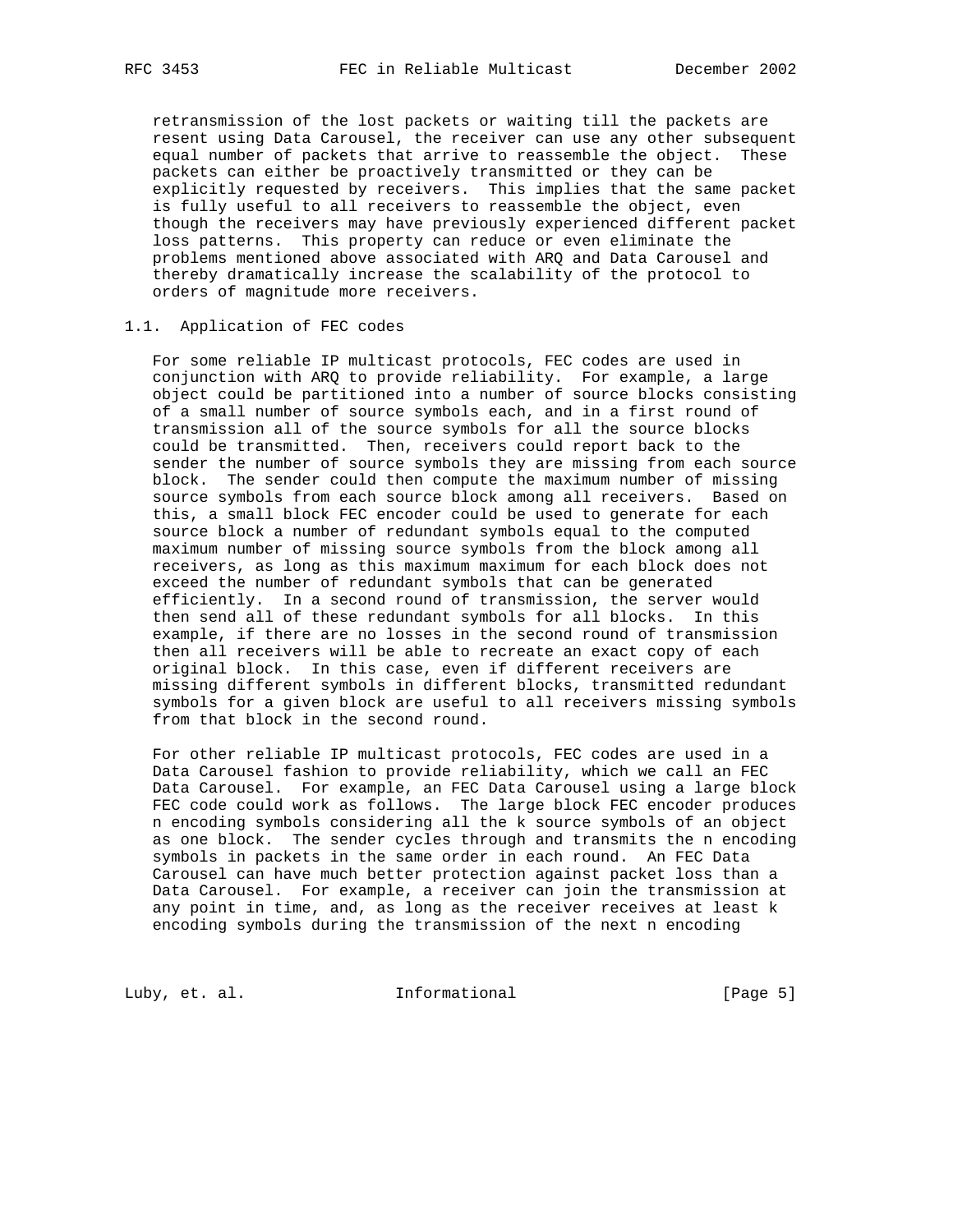retransmission of the lost packets or waiting till the packets are resent using Data Carousel, the receiver can use any other subsequent equal number of packets that arrive to reassemble the object. These packets can either be proactively transmitted or they can be explicitly requested by receivers. This implies that the same packet is fully useful to all receivers to reassemble the object, even though the receivers may have previously experienced different packet loss patterns. This property can reduce or even eliminate the problems mentioned above associated with ARQ and Data Carousel and thereby dramatically increase the scalability of the protocol to orders of magnitude more receivers.

## 1.1. Application of FEC codes

For some reliable IP multicast protocols, FEC codes are used in conjunction with ARQ to provide reliability. For example, a large object could be partitioned into a number of source blocks consisting of a small number of source symbols each, and in a first round of transmission all of the source symbols for all the source blocks could be transmitted. Then, receivers could report back to the sender the number of source symbols they are missing from each source block. The sender could then compute the maximum number of missing source symbols from each source block among all receivers. Based on this, a small block FEC encoder could be used to generate for each source block a number of redundant symbols equal to the computed maximum number of missing source symbols from the block among all receivers, as long as this maximum maximum for each block does not exceed the number of redundant symbols that can be generated efficiently. In a second round of transmission, the server would then send all of these redundant symbols for all blocks. In this example, if there are no losses in the second round of transmission then all receivers will be able to recreate an exact copy of each original block. In this case, even if different receivers are missing different symbols in different blocks, transmitted redundant symbols for a given block are useful to all receivers missing symbols from that block in the second round.

For other reliable IP multicast protocols, FEC codes are used in a Data Carousel fashion to provide reliability, which we call an FEC Data Carousel. For example, an FEC Data Carousel using a large block FEC code could work as follows. The large block FEC encoder produces n encoding symbols considering all the k source symbols of an object as one block. The sender cycles through and transmits the n encoding symbols in packets in the same order in each round. An FEC Data Carousel can have much better protection against packet loss than a Data Carousel. For example, a receiver can join the transmission at any point in time, and, as long as the receiver receives at least k encoding symbols during the transmission of the next n encoding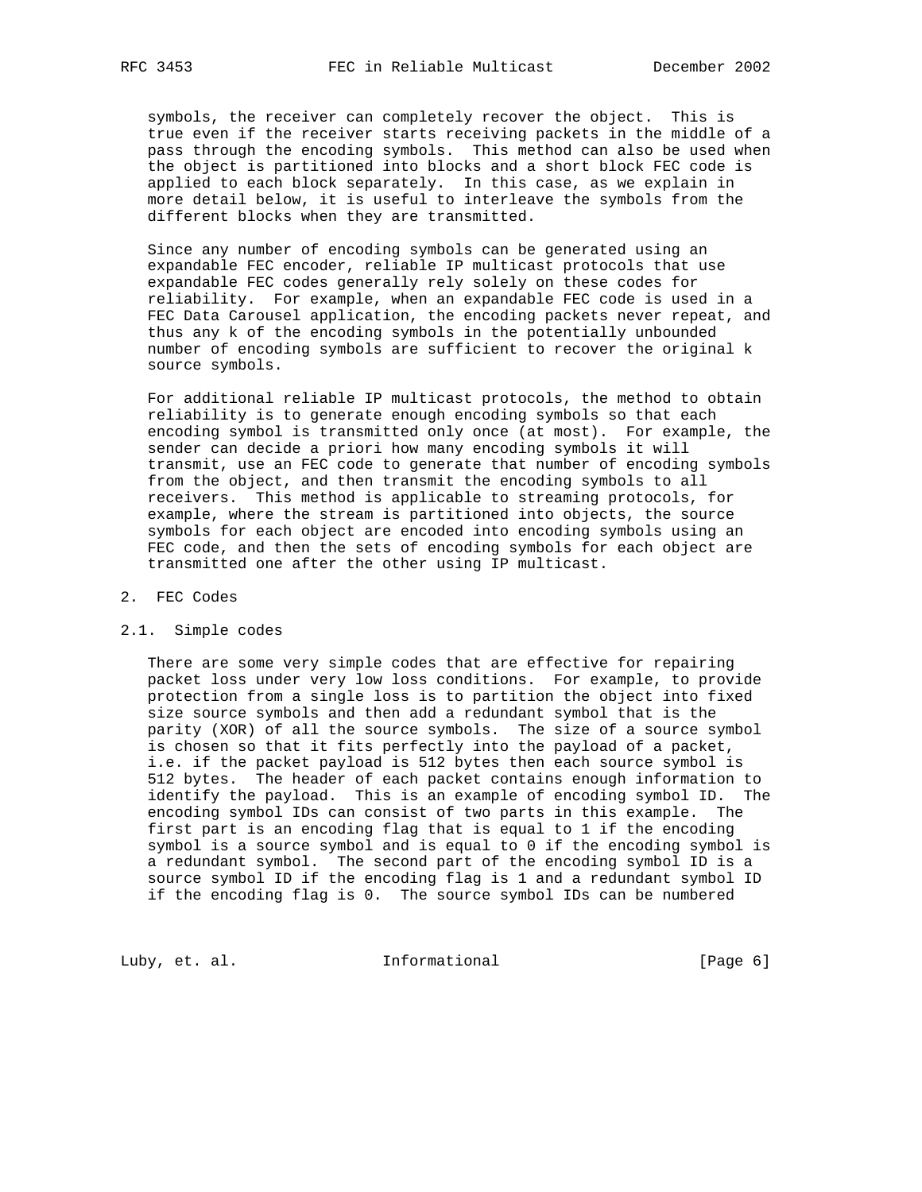symbols, the receiver can completely recover the object. This is true even if the receiver starts receiving packets in the middle of a pass through the encoding symbols. This method can also be used when the object is partitioned into blocks and a short block FEC code is applied to each block separately. In this case, as we explain in more detail below, it is useful to interleave the symbols from the different blocks when they are transmitted.

Since any number of encoding symbols can be generated using an expandable FEC encoder, reliable IP multicast protocols that use expandable FEC codes generally rely solely on these codes for reliability. For example, when an expandable FEC code is used in a FEC Data Carousel application, the encoding packets never repeat, and thus any k of the encoding symbols in the potentially unbounded number of encoding symbols are sufficient to recover the original k source symbols.

For additional reliable IP multicast protocols, the method to obtain reliability is to generate enough encoding symbols so that each encoding symbol is transmitted only once (at most). For example, the sender can decide a priori how many encoding symbols it will transmit, use an FEC code to generate that number of encoding symbols from the object, and then transmit the encoding symbols to all receivers. This method is applicable to streaming protocols, for example, where the stream is partitioned into objects, the source symbols for each object are encoded into encoding symbols using an FEC code, and then the sets of encoding symbols for each object are transmitted one after the other using IP multicast.

## 2. FEC Codes

### 2.1. Simple codes

There are some very simple codes that are effective for repairing packet loss under very low loss conditions. For example, to provide protection from a single loss is to partition the object into fixed size source symbols and then add a redundant symbol that is the parity (XOR) of all the source symbols. The size of a source symbol is chosen so that it fits perfectly into the payload of a packet, i.e. if the packet payload is 512 bytes then each source symbol is 512 bytes. The header of each packet contains enough information to identify the payload. This is an example of encoding symbol ID. The encoding symbol IDs can consist of two parts in this example. The first part is an encoding flag that is equal to 1 if the encoding symbol is a source symbol and is equal to 0 if the encoding symbol is a redundant symbol. The second part of the encoding symbol ID is a source symbol ID if the encoding flag is 1 and a redundant symbol ID if the encoding flag is 0. The source symbol IDs can be numbered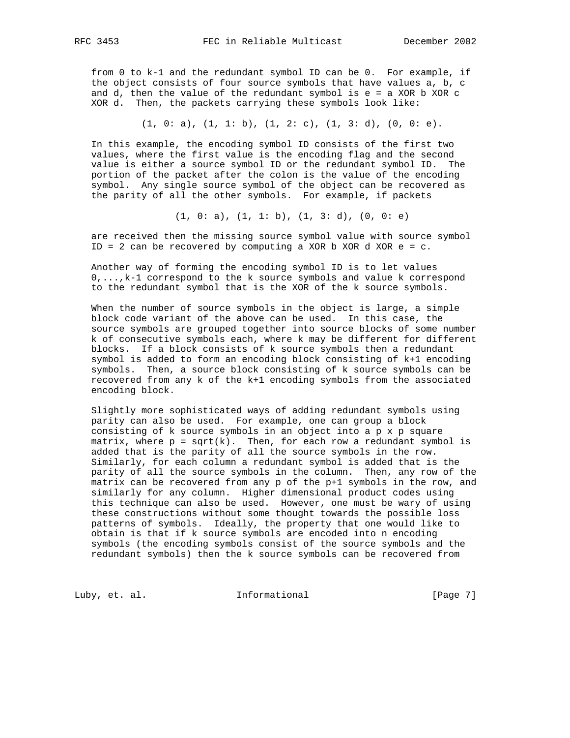from 0 to k-1 and the redundant symbol ID can be 0. For example, if the object consists of four source symbols that have values a, b, c and d, then the value of the redundant symbol is e = a XOR b XOR c XOR d. Then, the packets carrying these symbols look like:

```
(1, 0: a), (1, 1: b), (1, 2: c), (1, 3: d), (0, 0: e).
```

In this example, the encoding symbol ID consists of the first two values, where the first value is the encoding flag and the second value is either a source symbol ID or the redundant symbol ID. The portion of the packet after the colon is the value of the encoding symbol. Any single source symbol of the object can be recovered as the parity of all the other symbols. For example, if packets

```
(1, 0: a), (1, 1: b), (1, 3: d), (0, 0: e)
```

are received then the missing source symbol value with source symbol ID = 2 can be recovered by computing a XOR b XOR d XOR e = c.

Another way of forming the encoding symbol ID is to let values 0,...,k-1 correspond to the k source symbols and value k correspond to the redundant symbol that is the XOR of the k source symbols.

When the number of source symbols in the object is large, a simple block code variant of the above can be used. In this case, the source symbols are grouped together into source blocks of some number k of consecutive symbols each, where k may be different for different blocks. If a block consists of k source symbols then a redundant symbol is added to form an encoding block consisting of k+1 encoding symbols. Then, a source block consisting of k source symbols can be recovered from any k of the k+1 encoding symbols from the associated encoding block.

Slightly more sophisticated ways of adding redundant symbols using parity can also be used. For example, one can group a block consisting of k source symbols in an object into a p x p square matrix, where p = sqrt(k). Then, for each row a redundant symbol is added that is the parity of all the source symbols in the row. Similarly, for each column a redundant symbol is added that is the parity of all the source symbols in the column. Then, any row of the matrix can be recovered from any p of the p+1 symbols in the row, and similarly for any column. Higher dimensional product codes using this technique can also be used. However, one must be wary of using these constructions without some thought towards the possible loss patterns of symbols. Ideally, the property that one would like to obtain is that if k source symbols are encoded into n encoding symbols (the encoding symbols consist of the source symbols and the redundant symbols) then the k source symbols can be recovered from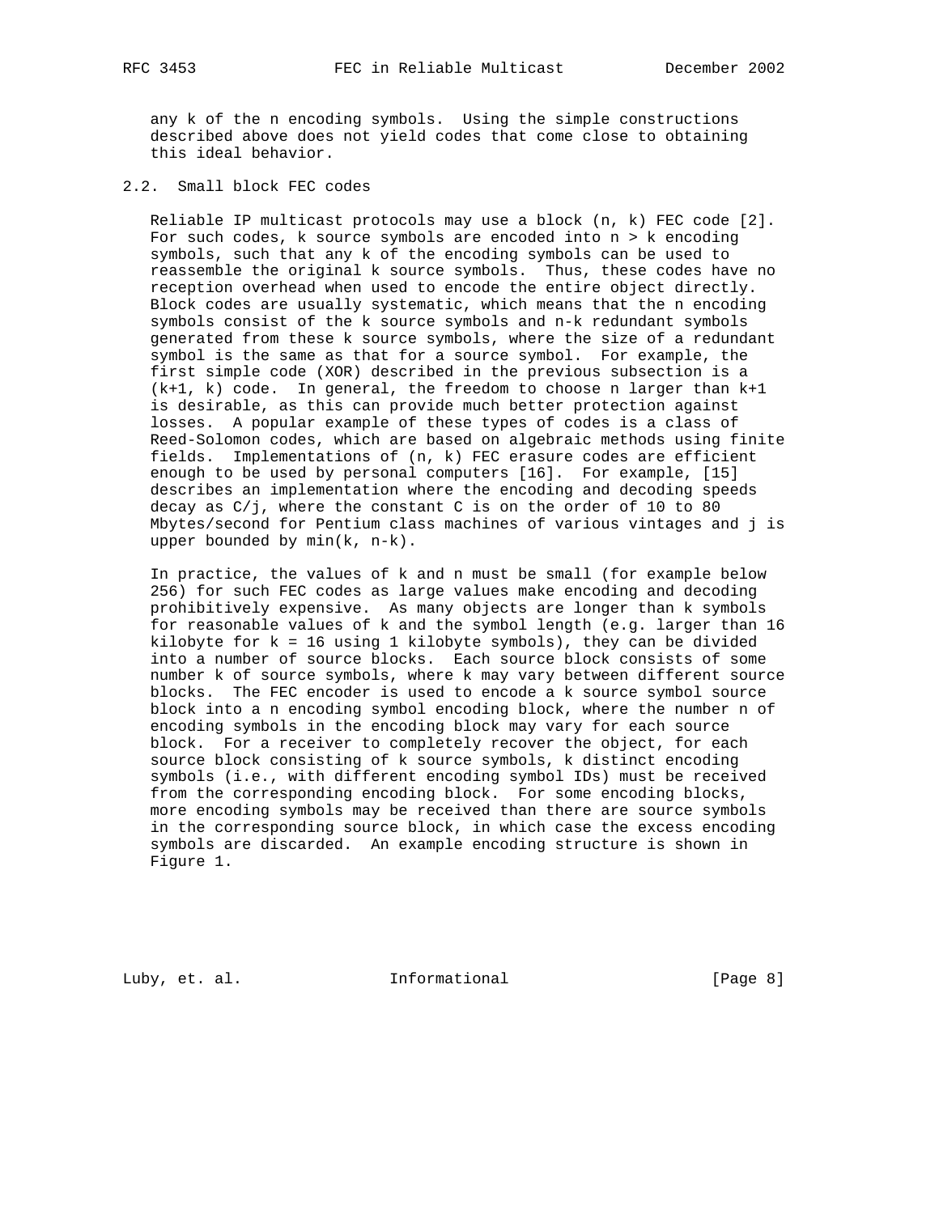any k of the n encoding symbols. Using the simple constructions described above does not yield codes that come close to obtaining this ideal behavior.

## 2.2. Small block FEC codes

Reliable IP multicast protocols may use a block (n, k) FEC code [2]. For such codes, k source symbols are encoded into n > k encoding symbols, such that any k of the encoding symbols can be used to reassemble the original k source symbols. Thus, these codes have no reception overhead when used to encode the entire object directly. Block codes are usually systematic, which means that the n encoding symbols consist of the k source symbols and n-k redundant symbols generated from these k source symbols, where the size of a redundant symbol is the same as that for a source symbol. For example, the first simple code (XOR) described in the previous subsection is a (k+1, k) code. In general, the freedom to choose n larger than k+1 is desirable, as this can provide much better protection against losses. A popular example of these types of codes is a class of Reed-Solomon codes, which are based on algebraic methods using finite fields. Implementations of (n, k) FEC erasure codes are efficient enough to be used by personal computers [16]. For example, [15] describes an implementation where the encoding and decoding speeds decay as C/j, where the constant C is on the order of 10 to 80 Mbytes/second for Pentium class machines of various vintages and j is upper bounded by min(k, n-k).

In practice, the values of k and n must be small (for example below 256) for such FEC codes as large values make encoding and decoding prohibitively expensive. As many objects are longer than k symbols for reasonable values of k and the symbol length (e.g. larger than 16 kilobyte for k = 16 using 1 kilobyte symbols), they can be divided into a number of source blocks. Each source block consists of some number k of source symbols, where k may vary between different source blocks. The FEC encoder is used to encode a k source symbol source block into a n encoding symbol encoding block, where the number n of encoding symbols in the encoding block may vary for each source block. For a receiver to completely recover the object, for each source block consisting of k source symbols, k distinct encoding symbols (i.e., with different encoding symbol IDs) must be received from the corresponding encoding block. For some encoding blocks, more encoding symbols may be received than there are source symbols in the corresponding source block, in which case the excess encoding symbols are discarded. An example encoding structure is shown in Figure 1.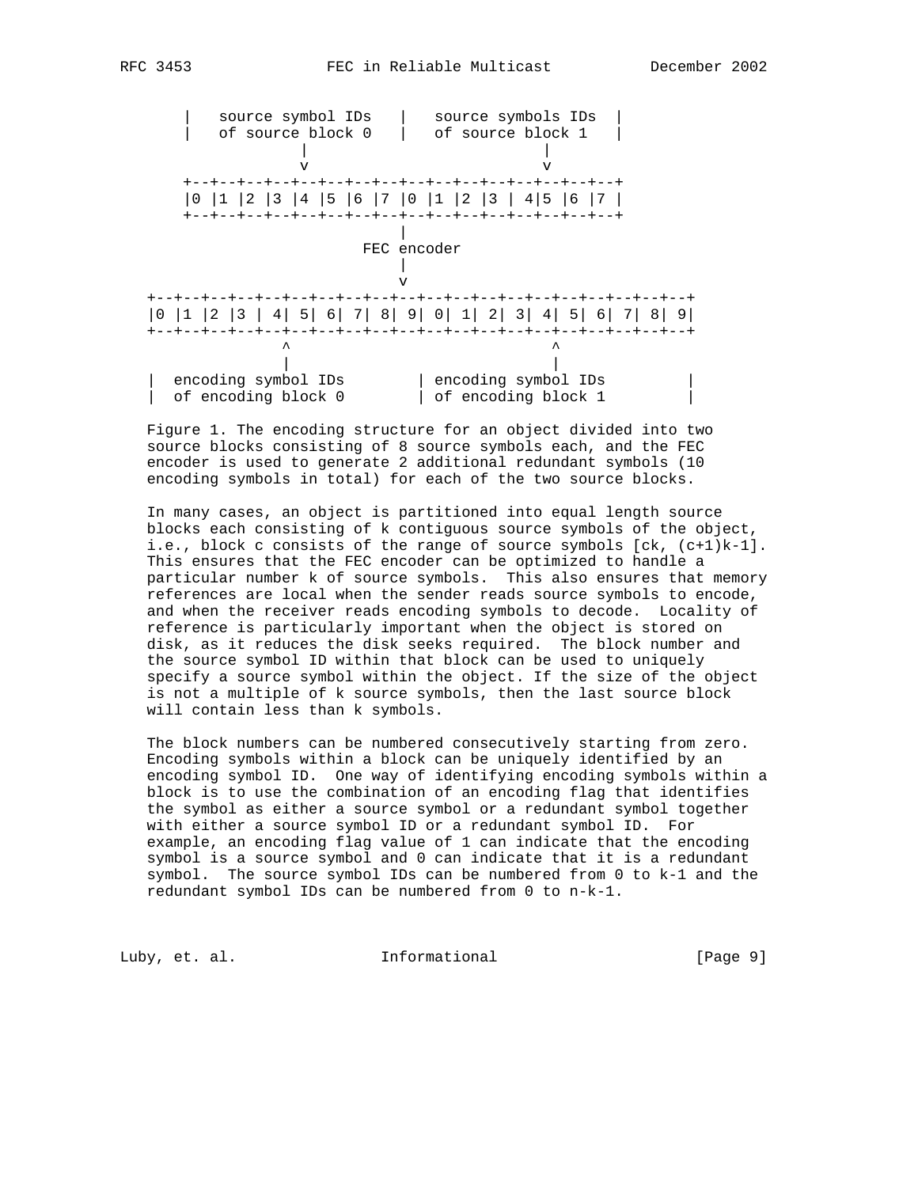```
 |   source symbol IDs   |   source symbols IDs  |
 |   of source block 0   |   of source block 1   |
             |                        |
             v                        v
 +--+--+--+--+--+--+--+--+--+--+--+--+--+--+--+--+
 |0 |1 |2 |3 |4 |5 |6 |7 |0 |1 |2 |3 | 4|5 |6 |7 |
 +--+--+--+--+--+--+--+--+--+--+--+--+--+--+--+--+
                          |
                     FEC encoder
                          |
                          v
+--+--+--+--+--+--+--+--+--+--+--+--+--+--+--+--+--+--+--+--+
|0 |1 |2 |3 | 4| 5| 6| 7| 8| 9| 0| 1| 2| 3| 4| 5| 6| 7| 8| 9|
+--+--+--+--+--+--+--+--+--+--+--+--+--+--+--+--+--+--+--+--+
             ^                             ^
             |                             |
|  encoding symbol IDs        | encoding symbol IDs         |
|  of encoding block 0        | of encoding block 1         |
```

Figure 1. The encoding structure for an object divided into two source blocks consisting of 8 source symbols each, and the FEC encoder is used to generate 2 additional redundant symbols (10 encoding symbols in total) for each of the two source blocks.

In many cases, an object is partitioned into equal length source blocks each consisting of k contiguous source symbols of the object, i.e., block c consists of the range of source symbols [ck, (c+1)k-1]. This ensures that the FEC encoder can be optimized to handle a particular number k of source symbols. This also ensures that memory references are local when the sender reads source symbols to encode, and when the receiver reads encoding symbols to decode. Locality of reference is particularly important when the object is stored on disk, as it reduces the disk seeks required. The block number and the source symbol ID within that block can be used to uniquely specify a source symbol within the object. If the size of the object is not a multiple of k source symbols, then the last source block will contain less than k symbols.

The block numbers can be numbered consecutively starting from zero. Encoding symbols within a block can be uniquely identified by an encoding symbol ID. One way of identifying encoding symbols within a block is to use the combination of an encoding flag that identifies the symbol as either a source symbol or a redundant symbol together with either a source symbol ID or a redundant symbol ID. For example, an encoding flag value of 1 can indicate that the encoding symbol is a source symbol and 0 can indicate that it is a redundant symbol. The source symbol IDs can be numbered from 0 to k-1 and the redundant symbol IDs can be numbered from 0 to n-k-1.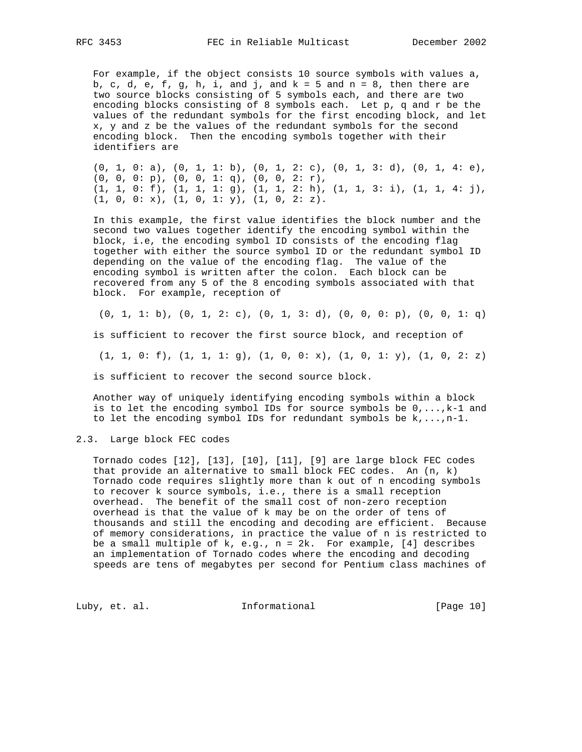For example, if the object consists 10 source symbols with values a, b, c, d, e, f, g, h, i, and j, and k = 5 and n = 8, then there are two source blocks consisting of 5 symbols each, and there are two encoding blocks consisting of 8 symbols each. Let p, q and r be the values of the redundant symbols for the first encoding block, and let x, y and z be the values of the redundant symbols for the second encoding block. Then the encoding symbols together with their identifiers are

```
(0, 1, 0: a), (0, 1, 1: b), (0, 1, 2: c), (0, 1, 3: d), (0, 1, 4: e),
(0, 0, 0: p), (0, 0, 1: q), (0, 0, 2: r),
(1, 1, 0: f), (1, 1, 1: g), (1, 1, 2: h), (1, 1, 3: i), (1, 1, 4: j),
(1, 0, 0: x), (1, 0, 1: y), (1, 0, 2: z).
```

In this example, the first value identifies the block number and the second two values together identify the encoding symbol within the block, i.e, the encoding symbol ID consists of the encoding flag together with either the source symbol ID or the redundant symbol ID depending on the value of the encoding flag. The value of the encoding symbol is written after the colon. Each block can be recovered from any 5 of the 8 encoding symbols associated with that block. For example, reception of

```
(0, 1, 1: b), (0, 1, 2: c), (0, 1, 3: d), (0, 0, 0: p), (0, 0, 1: q)
```

is sufficient to recover the first source block, and reception of

```
(1, 1, 0: f), (1, 1, 1: g), (1, 0, 0: x), (1, 0, 1: y), (1, 0, 2: z)
```

is sufficient to recover the second source block.

Another way of uniquely identifying encoding symbols within a block is to let the encoding symbol IDs for source symbols be 0,...,k-1 and to let the encoding symbol IDs for redundant symbols be k,...,n-1.

## 2.3. Large block FEC codes

Tornado codes [12], [13], [10], [11], [9] are large block FEC codes that provide an alternative to small block FEC codes. An (n, k) Tornado code requires slightly more than k out of n encoding symbols to recover k source symbols, i.e., there is a small reception overhead. The benefit of the small cost of non-zero reception overhead is that the value of k may be on the order of tens of thousands and still the encoding and decoding are efficient. Because of memory considerations, in practice the value of n is restricted to be a small multiple of k, e.g., n = 2k. For example, [4] describes an implementation of Tornado codes where the encoding and decoding speeds are tens of megabytes per second for Pentium class machines of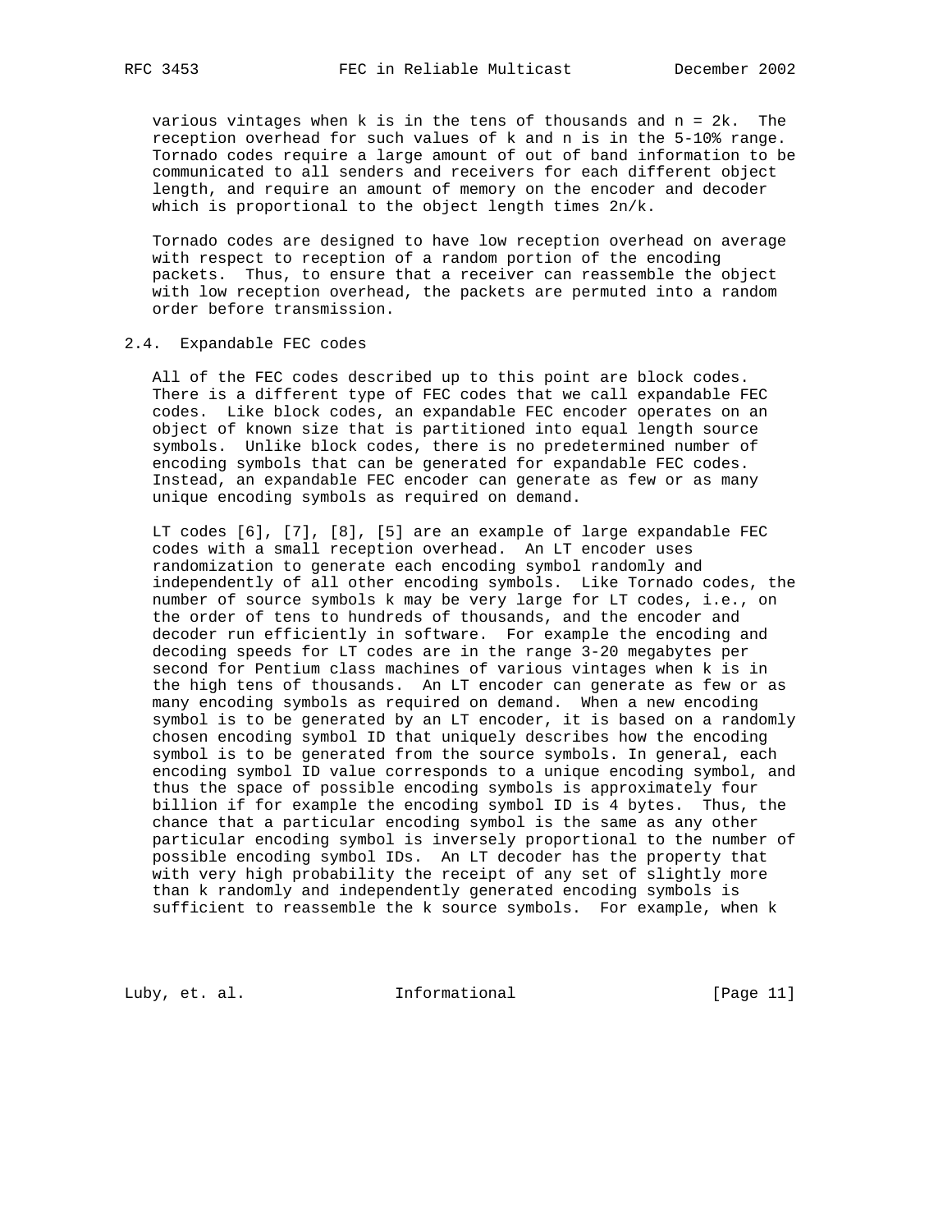various vintages when $k$ is in the tens of thousands and $n = 2k$. The reception overhead for such values of $k$ and $n$ is in the 5-10% range. Tornado codes require a large amount of out of band information to be communicated to all senders and receivers for each different object length, and require an amount of memory on the encoder and decoder which is proportional to the object length times $2n/k$.

Tornado codes are designed to have low reception overhead on average with respect to reception of a random portion of the encoding packets. Thus, to ensure that a receiver can reassemble the object with low reception overhead, the packets are permuted into a random order before transmission.

### 2.4. Expandable FEC codes

All of the FEC codes described up to this point are block codes. There is a different type of FEC codes that we call expandable FEC codes. Like block codes, an expandable FEC encoder operates on an object of known size that is partitioned into equal length source symbols. Unlike block codes, there is no predetermined number of encoding symbols that can be generated for expandable FEC codes. Instead, an expandable FEC encoder can generate as few or as many unique encoding symbols as required on demand.

LT codes [6], [7], [8], [5] are an example of large expandable FEC codes with a small reception overhead. An LT encoder uses randomization to generate each encoding symbol randomly and independently of all other encoding symbols. Like Tornado codes, the number of source symbols $k$ may be very large for LT codes, i.e., on the order of tens to hundreds of thousands, and the encoder and decoder run efficiently in software. For example the encoding and decoding speeds for LT codes are in the range 3-20 megabytes per second for Pentium class machines of various vintages when $k$ is in the high tens of thousands. An LT encoder can generate as few or as many encoding symbols as required on demand. When a new encoding symbol is to be generated by an LT encoder, it is based on a randomly chosen encoding symbol ID that uniquely describes how the encoding symbol is to be generated from the source symbols. In general, each encoding symbol ID value corresponds to a unique encoding symbol, and thus the space of possible encoding symbols is approximately four billion if for example the encoding symbol ID is 4 bytes. Thus, the chance that a particular encoding symbol is the same as any other particular encoding symbol is inversely proportional to the number of possible encoding symbol IDs. An LT decoder has the property that with very high probability the receipt of any set of slightly more than $k$ randomly and independently generated encoding symbols is sufficient to reassemble the $k$ source symbols. For example, when $k$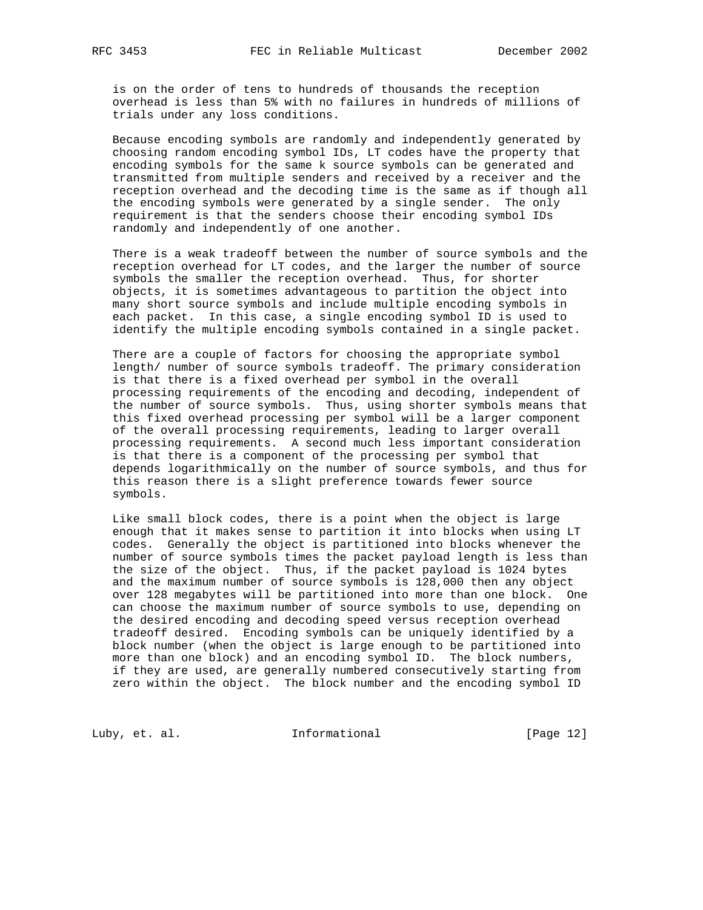is on the order of tens to hundreds of thousands the reception overhead is less than 5% with no failures in hundreds of millions of trials under any loss conditions.

Because encoding symbols are randomly and independently generated by choosing random encoding symbol IDs, LT codes have the property that encoding symbols for the same k source symbols can be generated and transmitted from multiple senders and received by a receiver and the reception overhead and the decoding time is the same as if though all the encoding symbols were generated by a single sender. The only requirement is that the senders choose their encoding symbol IDs randomly and independently of one another.

There is a weak tradeoff between the number of source symbols and the reception overhead for LT codes, and the larger the number of source symbols the smaller the reception overhead. Thus, for shorter objects, it is sometimes advantageous to partition the object into many short source symbols and include multiple encoding symbols in each packet. In this case, a single encoding symbol ID is used to identify the multiple encoding symbols contained in a single packet.

There are a couple of factors for choosing the appropriate symbol length/ number of source symbols tradeoff. The primary consideration is that there is a fixed overhead per symbol in the overall processing requirements of the encoding and decoding, independent of the number of source symbols. Thus, using shorter symbols means that this fixed overhead processing per symbol will be a larger component of the overall processing requirements, leading to larger overall processing requirements. A second much less important consideration is that there is a component of the processing per symbol that depends logarithmically on the number of source symbols, and thus for this reason there is a slight preference towards fewer source symbols.

Like small block codes, there is a point when the object is large enough that it makes sense to partition it into blocks when using LT codes. Generally the object is partitioned into blocks whenever the number of source symbols times the packet payload length is less than the size of the object. Thus, if the packet payload is 1024 bytes and the maximum number of source symbols is 128,000 then any object over 128 megabytes will be partitioned into more than one block. One can choose the maximum number of source symbols to use, depending on the desired encoding and decoding speed versus reception overhead tradeoff desired. Encoding symbols can be uniquely identified by a block number (when the object is large enough to be partitioned into more than one block) and an encoding symbol ID. The block numbers, if they are used, are generally numbered consecutively starting from zero within the object. The block number and the encoding symbol ID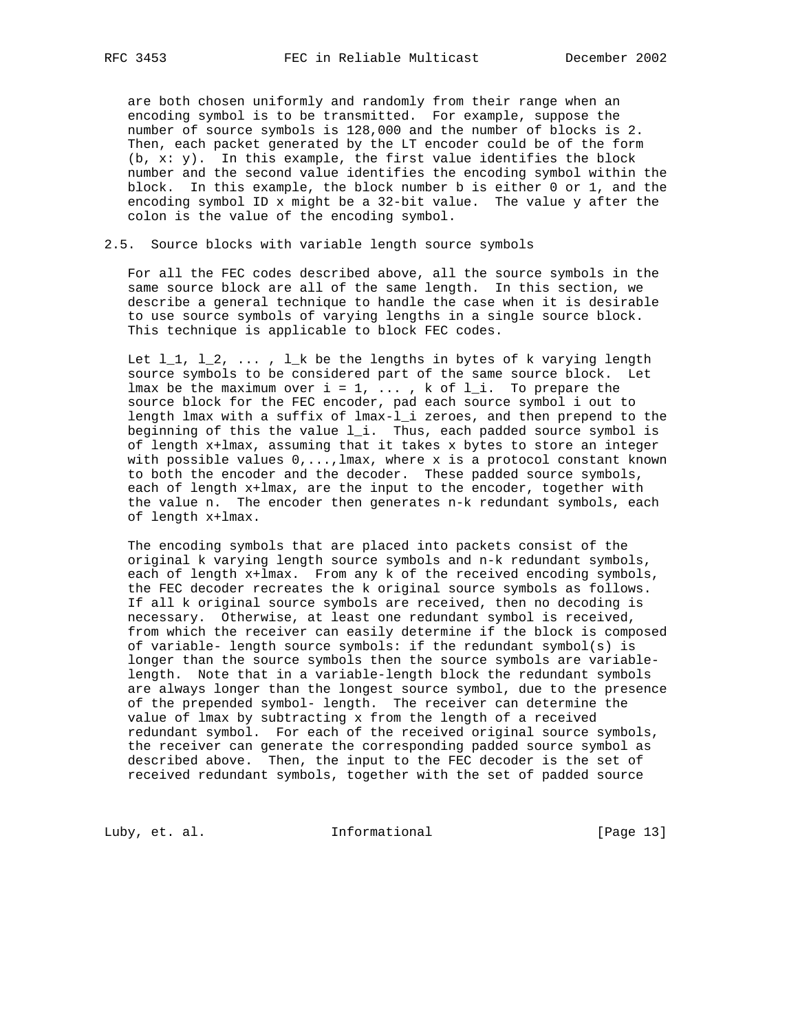are both chosen uniformly and randomly from their range when an encoding symbol is to be transmitted. For example, suppose the number of source symbols is 128,000 and the number of blocks is 2. Then, each packet generated by the LT encoder could be of the form (b, x: y). In this example, the first value identifies the block number and the second value identifies the encoding symbol within the block. In this example, the block number b is either 0 or 1, and the encoding symbol ID x might be a 32-bit value. The value y after the colon is the value of the encoding symbol.

## 2.5. Source blocks with variable length source symbols

For all the FEC codes described above, all the source symbols in the same source block are all of the same length. In this section, we describe a general technique to handle the case when it is desirable to use source symbols of varying lengths in a single source block. This technique is applicable to block FEC codes.

Let $l_1, l_2, \ldots, l_k$ be the lengths in bytes of k varying length source symbols to be considered part of the same source block. Let lmax be the maximum over $i = 1, \ldots, k$ of $l_i$. To prepare the source block for the FEC encoder, pad each source symbol i out to length lmax with a suffix of lmax-$l_i$ zeroes, and then prepend to the beginning of this the value $l_i$. Thus, each padded source symbol is of length x+lmax, assuming that it takes x bytes to store an integer with possible values 0,...,lmax, where x is a protocol constant known to both the encoder and the decoder. These padded source symbols, each of length x+lmax, are the input to the encoder, together with the value n. The encoder then generates n-k redundant symbols, each of length x+lmax.

The encoding symbols that are placed into packets consist of the original k varying length source symbols and n-k redundant symbols, each of length x+lmax. From any k of the received encoding symbols, the FEC decoder recreates the k original source symbols as follows. If all k original source symbols are received, then no decoding is necessary. Otherwise, at least one redundant symbol is received, from which the receiver can easily determine if the block is composed of variable- length source symbols: if the redundant symbol(s) is longer than the source symbols then the source symbols are variable-length. Note that in a variable-length block the redundant symbols are always longer than the longest source symbol, due to the presence of the prepended symbol- length. The receiver can determine the value of lmax by subtracting x from the length of a received redundant symbol. For each of the received original source symbols, the receiver can generate the corresponding padded source symbol as described above. Then, the input to the FEC decoder is the set of received redundant symbols, together with the set of padded source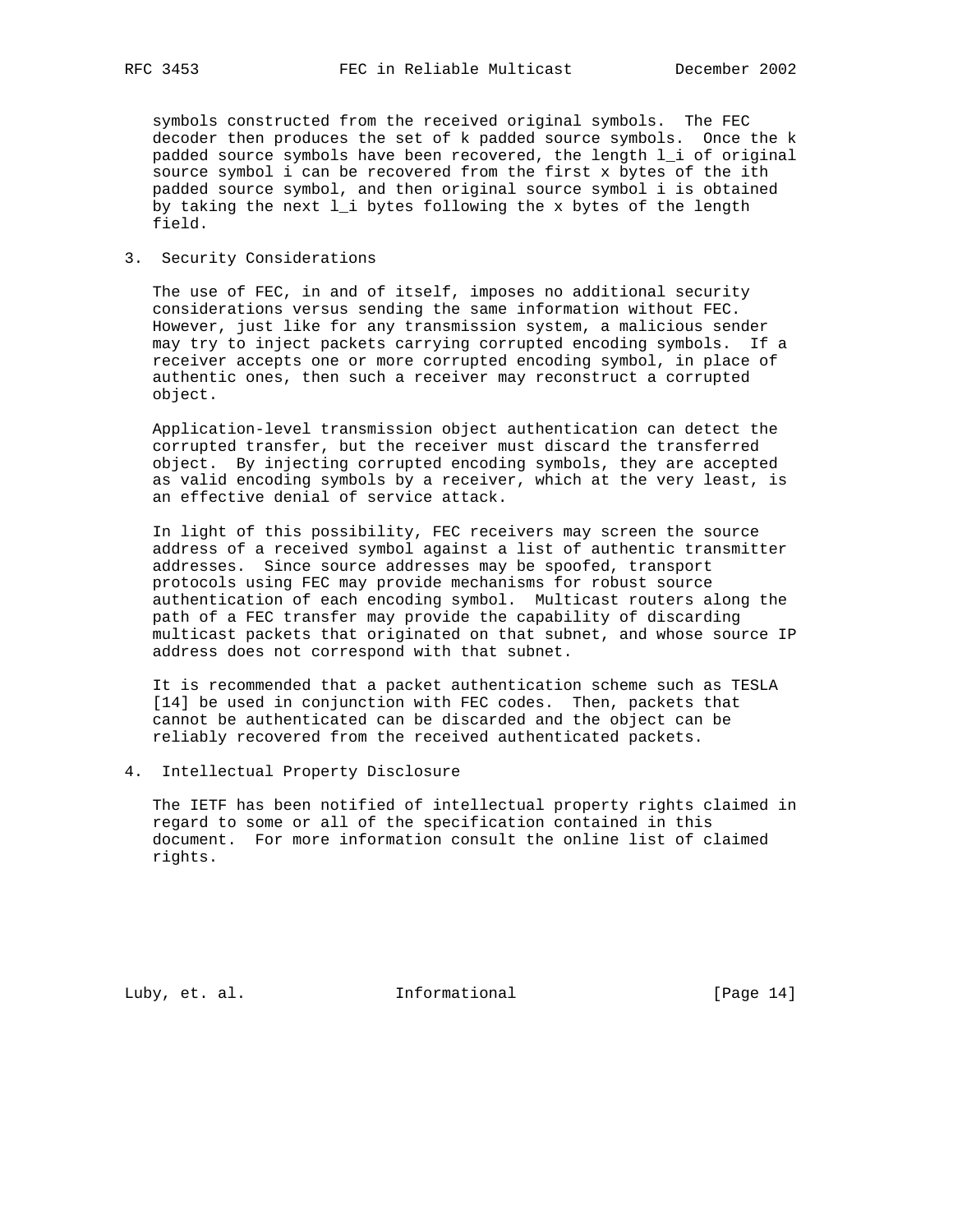symbols constructed from the received original symbols. The FEC decoder then produces the set of k padded source symbols. Once the k padded source symbols have been recovered, the length $l_i$ of original source symbol i can be recovered from the first x bytes of the ith padded source symbol, and then original source symbol i is obtained by taking the next $l_i$ bytes following the x bytes of the length field.

## 3. Security Considerations

The use of FEC, in and of itself, imposes no additional security considerations versus sending the same information without FEC. However, just like for any transmission system, a malicious sender may try to inject packets carrying corrupted encoding symbols. If a receiver accepts one or more corrupted encoding symbol, in place of authentic ones, then such a receiver may reconstruct a corrupted object.

Application-level transmission object authentication can detect the corrupted transfer, but the receiver must discard the transferred object. By injecting corrupted encoding symbols, they are accepted as valid encoding symbols by a receiver, which at the very least, is an effective denial of service attack.

In light of this possibility, FEC receivers may screen the source address of a received symbol against a list of authentic transmitter addresses. Since source addresses may be spoofed, transport protocols using FEC may provide mechanisms for robust source authentication of each encoding symbol. Multicast routers along the path of a FEC transfer may provide the capability of discarding multicast packets that originated on that subnet, and whose source IP address does not correspond with that subnet.

It is recommended that a packet authentication scheme such as TESLA [14] be used in conjunction with FEC codes. Then, packets that cannot be authenticated can be discarded and the object can be reliably recovered from the received authenticated packets.

## 4. Intellectual Property Disclosure

The IETF has been notified of intellectual property rights claimed in regard to some or all of the specification contained in this document. For more information consult the online list of claimed rights.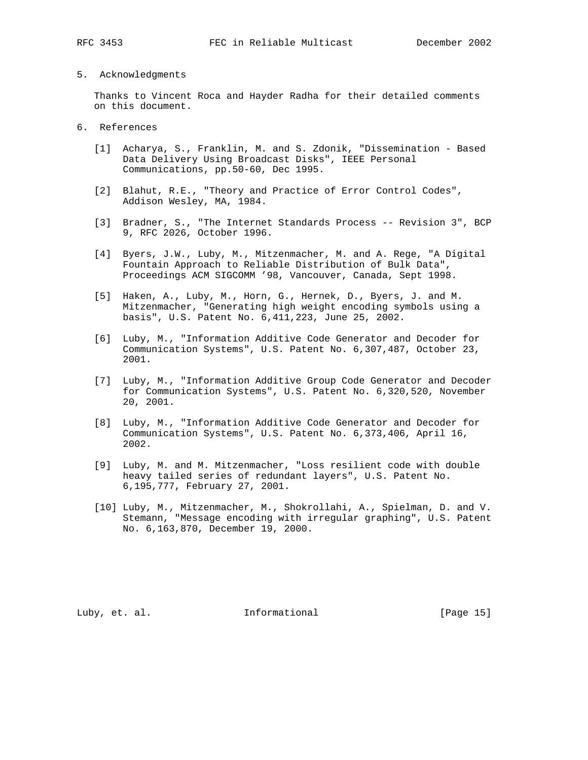## 5. Acknowledgments

Thanks to Vincent Roca and Hayder Radha for their detailed comments on this document.

## 6. References

[1] Acharya, S., Franklin, M. and S. Zdonik, "Dissemination - Based Data Delivery Using Broadcast Disks", IEEE Personal Communications, pp.50-60, Dec 1995.

[2] Blahut, R.E., "Theory and Practice of Error Control Codes", Addison Wesley, MA, 1984.

[3] Bradner, S., "The Internet Standards Process -- Revision 3", BCP 9, RFC 2026, October 1996.

[4] Byers, J.W., Luby, M., Mitzenmacher, M. and A. Rege, "A Digital Fountain Approach to Reliable Distribution of Bulk Data", Proceedings ACM SIGCOMM '98, Vancouver, Canada, Sept 1998.

[5] Haken, A., Luby, M., Horn, G., Hernek, D., Byers, J. and M. Mitzenmacher, "Generating high weight encoding symbols using a basis", U.S. Patent No. 6,411,223, June 25, 2002.

[6] Luby, M., "Information Additive Code Generator and Decoder for Communication Systems", U.S. Patent No. 6,307,487, October 23, 2001.

[7] Luby, M., "Information Additive Group Code Generator and Decoder for Communication Systems", U.S. Patent No. 6,320,520, November 20, 2001.

[8] Luby, M., "Information Additive Code Generator and Decoder for Communication Systems", U.S. Patent No. 6,373,406, April 16, 2002.

[9] Luby, M. and M. Mitzenmacher, "Loss resilient code with double heavy tailed series of redundant layers", U.S. Patent No. 6,195,777, February 27, 2001.

[10] Luby, M., Mitzenmacher, M., Shokrollahi, A., Spielman, D. and V. Stemann, "Message encoding with irregular graphing", U.S. Patent No. 6,163,870, December 19, 2000.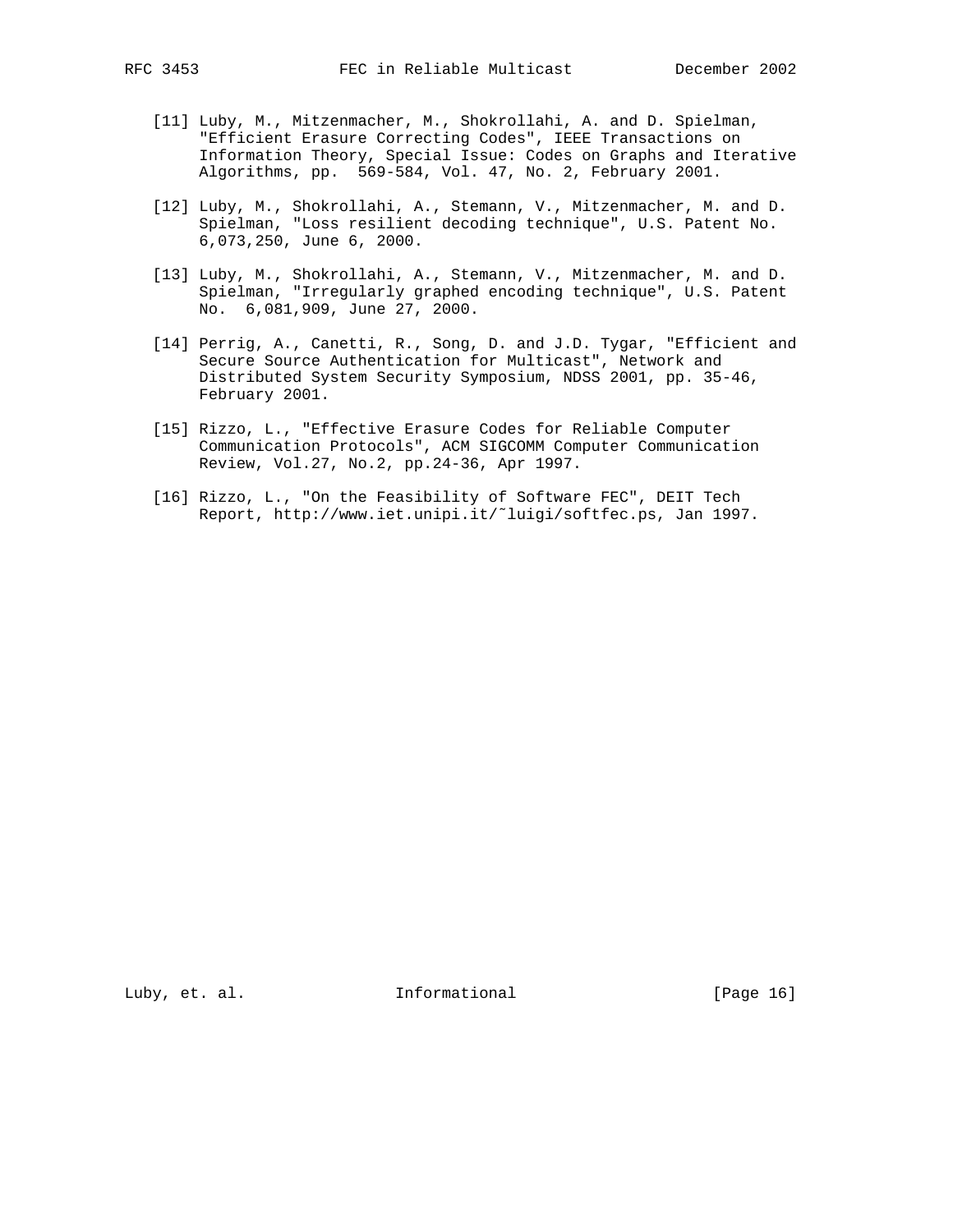[11] Luby, M., Mitzenmacher, M., Shokrollahi, A. and D. Spielman, "Efficient Erasure Correcting Codes", IEEE Transactions on Information Theory, Special Issue: Codes on Graphs and Iterative Algorithms, pp. 569-584, Vol. 47, No. 2, February 2001.

[12] Luby, M., Shokrollahi, A., Stemann, V., Mitzenmacher, M. and D. Spielman, "Loss resilient decoding technique", U.S. Patent No. 6,073,250, June 6, 2000.

[13] Luby, M., Shokrollahi, A., Stemann, V., Mitzenmacher, M. and D. Spielman, "Irregularly graphed encoding technique", U.S. Patent No. 6,081,909, June 27, 2000.

[14] Perrig, A., Canetti, R., Song, D. and J.D. Tygar, "Efficient and Secure Source Authentication for Multicast", Network and Distributed System Security Symposium, NDSS 2001, pp. 35-46, February 2001.

[15] Rizzo, L., "Effective Erasure Codes for Reliable Computer Communication Protocols", ACM SIGCOMM Computer Communication Review, Vol.27, No.2, pp.24-36, Apr 1997.

[16] Rizzo, L., "On the Feasibility of Software FEC", DEIT Tech Report, http://www.iet.unipi.it/~luigi/softfec.ps, Jan 1997.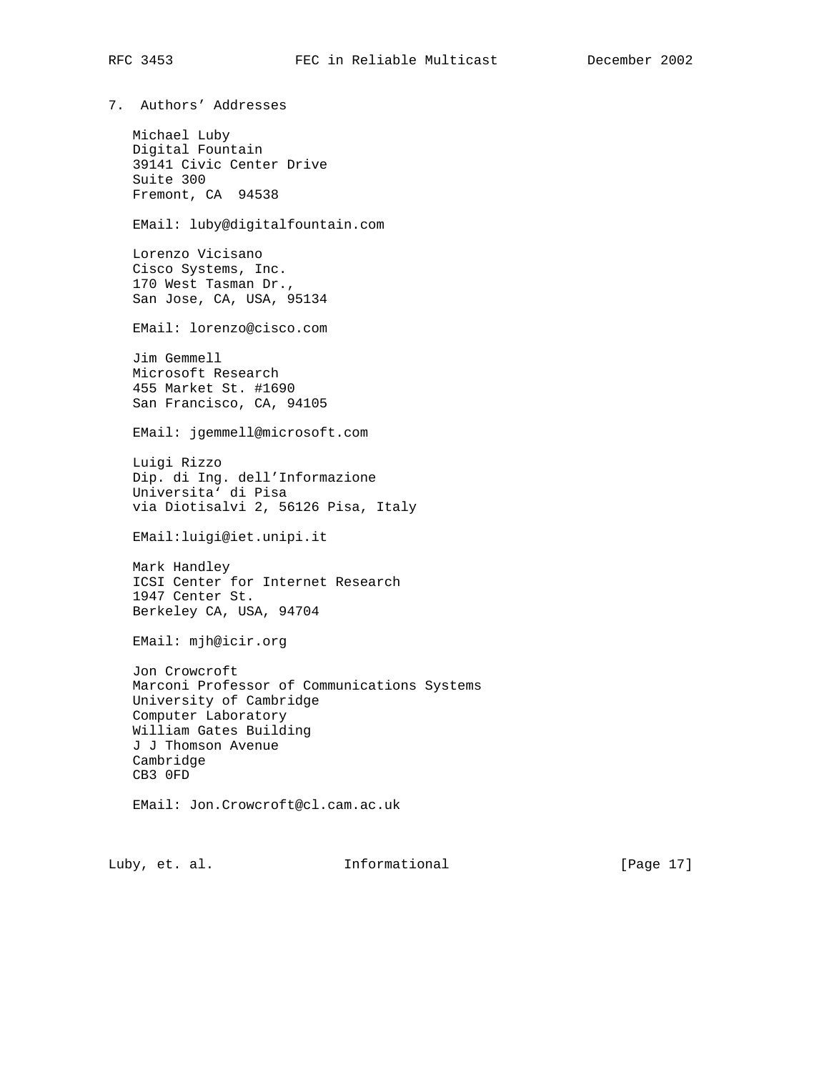## 7. Authors' Addresses

Michael Luby
Digital Fountain
39141 Civic Center Drive
Suite 300
Fremont, CA 94538

EMail: luby@digitalfountain.com

Lorenzo Vicisano
Cisco Systems, Inc.
170 West Tasman Dr.,
San Jose, CA, USA, 95134

EMail: lorenzo@cisco.com

Jim Gemmell
Microsoft Research
455 Market St. #1690
San Francisco, CA, 94105

EMail: jgemmell@microsoft.com

Luigi Rizzo
Dip. di Ing. dell'Informazione
Universita' di Pisa
via Diotisalvi 2, 56126 Pisa, Italy

EMail:luigi@iet.unipi.it

Mark Handley
ICSI Center for Internet Research
1947 Center St.
Berkeley CA, USA, 94704

EMail: mjh@icir.org

Jon Crowcroft
Marconi Professor of Communications Systems
University of Cambridge
Computer Laboratory
William Gates Building
J J Thomson Avenue
Cambridge
CB3 0FD

EMail: Jon.Crowcroft@cl.cam.ac.uk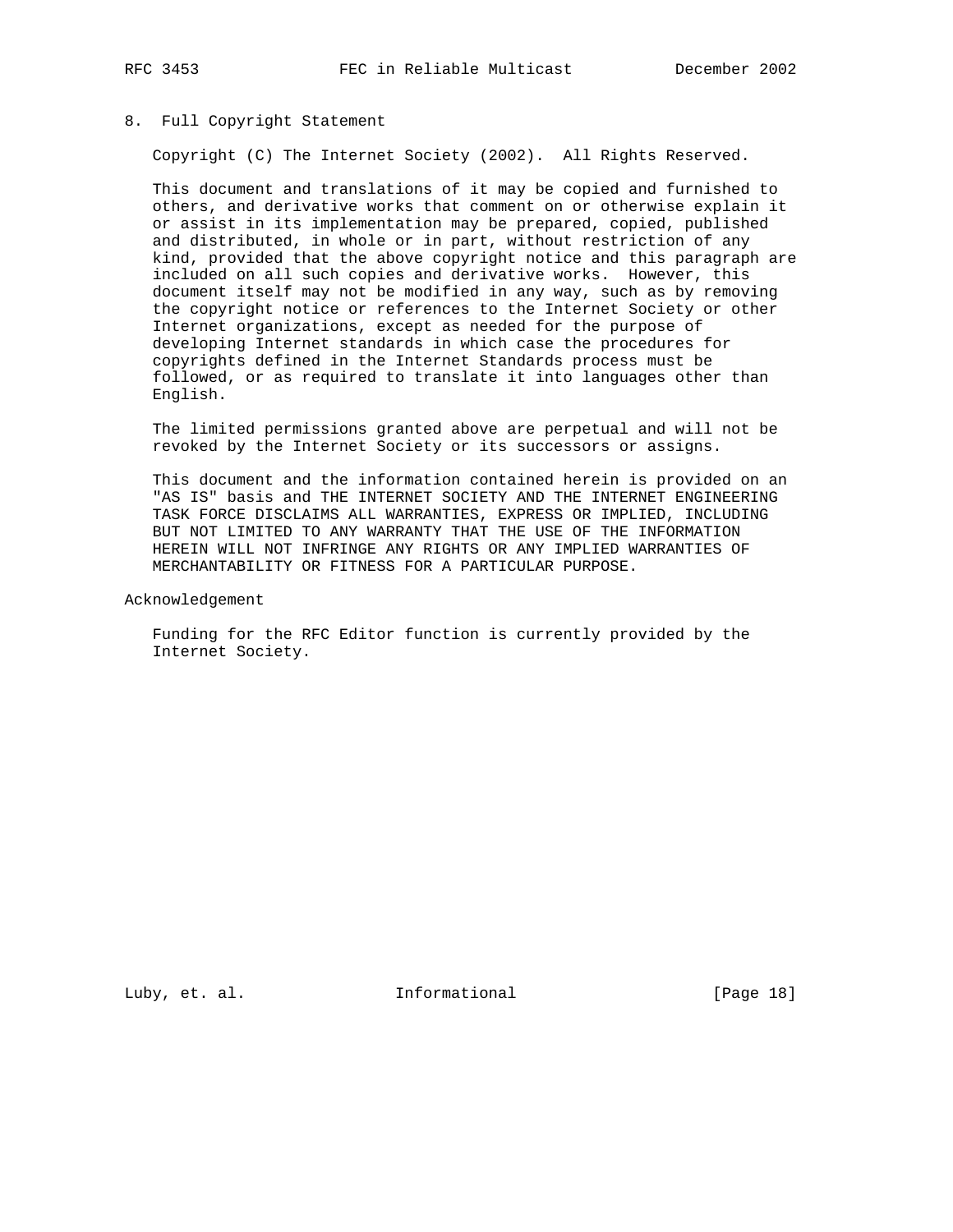## 8. Full Copyright Statement

Copyright (C) The Internet Society (2002). All Rights Reserved.

This document and translations of it may be copied and furnished to others, and derivative works that comment on or otherwise explain it or assist in its implementation may be prepared, copied, published and distributed, in whole or in part, without restriction of any kind, provided that the above copyright notice and this paragraph are included on all such copies and derivative works. However, this document itself may not be modified in any way, such as by removing the copyright notice or references to the Internet Society or other Internet organizations, except as needed for the purpose of developing Internet standards in which case the procedures for copyrights defined in the Internet Standards process must be followed, or as required to translate it into languages other than English.

The limited permissions granted above are perpetual and will not be revoked by the Internet Society or its successors or assigns.

This document and the information contained herein is provided on an "AS IS" basis and THE INTERNET SOCIETY AND THE INTERNET ENGINEERING TASK FORCE DISCLAIMS ALL WARRANTIES, EXPRESS OR IMPLIED, INCLUDING BUT NOT LIMITED TO ANY WARRANTY THAT THE USE OF THE INFORMATION HEREIN WILL NOT INFRINGE ANY RIGHTS OR ANY IMPLIED WARRANTIES OF MERCHANTABILITY OR FITNESS FOR A PARTICULAR PURPOSE.

## Acknowledgement

Funding for the RFC Editor function is currently provided by the Internet Society.